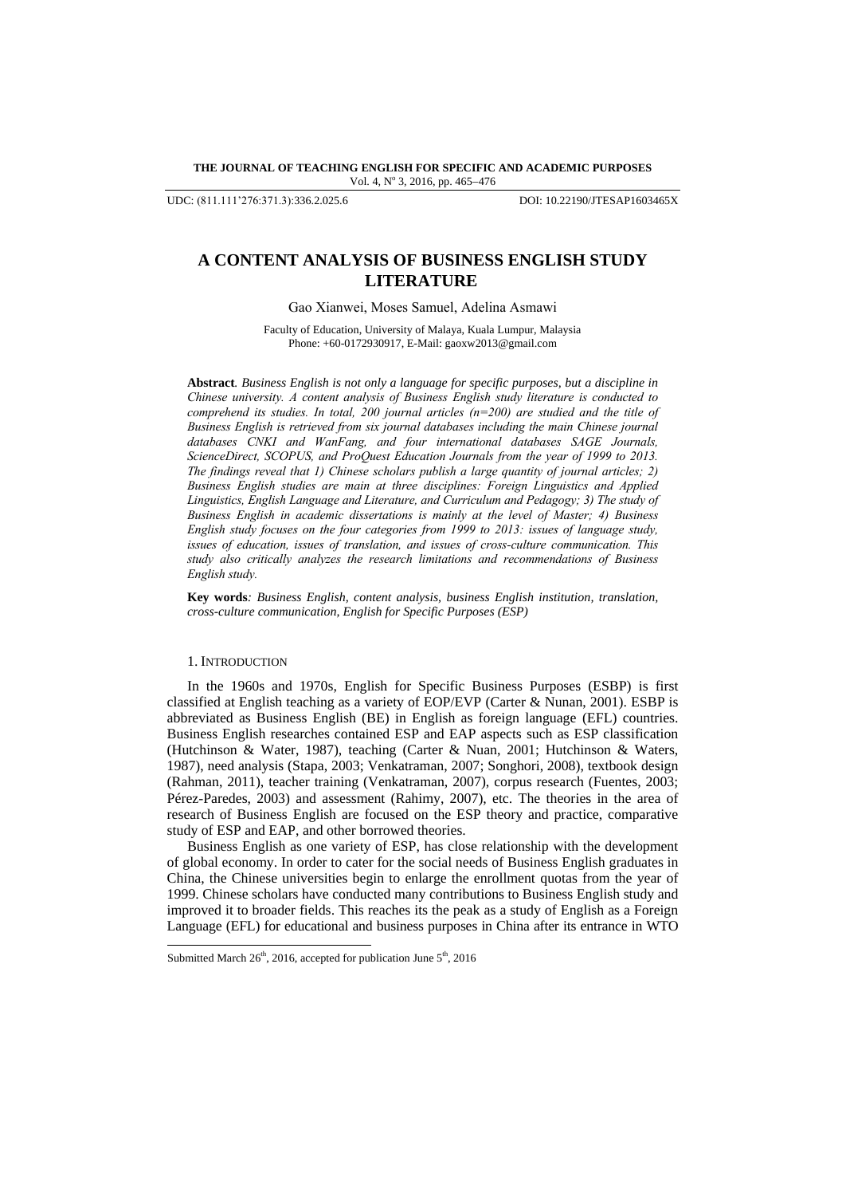# A CONTENT ANALYSIS OF BUSINESS ENGLISH STUDY LITERATURE

Gao Xianwei, Moses Samuel, Adelina Asmawi

Faculty of Education, University of Malaya, Kuala Lumpur, Malaysia
Phone: +60-0172930917, E-Mail: gaoxw2013@gmail.com

**Abstract**. *Business English is not only a language for specific purposes, but a discipline in Chinese university. A content analysis of Business English study literature is conducted to comprehend its studies. In total, 200 journal articles (n=200) are studied and the title of Business English is retrieved from six journal databases including the main Chinese journal databases CNKI and WanFang, and four international databases SAGE Journals, ScienceDirect, SCOPUS, and ProQuest Education Journals from the year of 1999 to 2013. The findings reveal that 1) Chinese scholars publish a large quantity of journal articles; 2) Business English studies are main at three disciplines: Foreign Linguistics and Applied Linguistics, English Language and Literature, and Curriculum and Pedagogy; 3) The study of Business English in academic dissertations is mainly at the level of Master; 4) Business English study focuses on the four categories from 1999 to 2013: issues of language study, issues of education, issues of translation, and issues of cross-culture communication. This study also critically analyzes the research limitations and recommendations of Business English study.*

**Key words**: *Business English, content analysis, business English institution, translation, cross-culture communication, English for Specific Purposes (ESP)*

## 1. Introduction

In the 1960s and 1970s, English for Specific Business Purposes (ESBP) is first classified at English teaching as a variety of EOP/EVP (Carter & Nunan, 2001). ESBP is abbreviated as Business English (BE) in English as foreign language (EFL) countries. Business English researches contained ESP and EAP aspects such as ESP classification (Hutchinson & Water, 1987), teaching (Carter & Nuan, 2001; Hutchinson & Waters, 1987), need analysis (Stapa, 2003; Venkatraman, 2007; Songhori, 2008), textbook design (Rahman, 2011), teacher training (Venkatraman, 2007), corpus research (Fuentes, 2003; Pérez-Paredes, 2003) and assessment (Rahimy, 2007), etc. The theories in the area of research of Business English are focused on the ESP theory and practice, comparative study of ESP and EAP, and other borrowed theories.

Business English as one variety of ESP, has close relationship with the development of global economy. In order to cater for the social needs of Business English graduates in China, the Chinese universities begin to enlarge the enrollment quotas from the year of 1999. Chinese scholars have conducted many contributions to Business English study and improved it to broader fields. This reaches its the peak as a study of English as a Foreign Language (EFL) for educational and business purposes in China after its entrance in WTO

Submitted March 26th, 2016, accepted for publication June 5th, 2016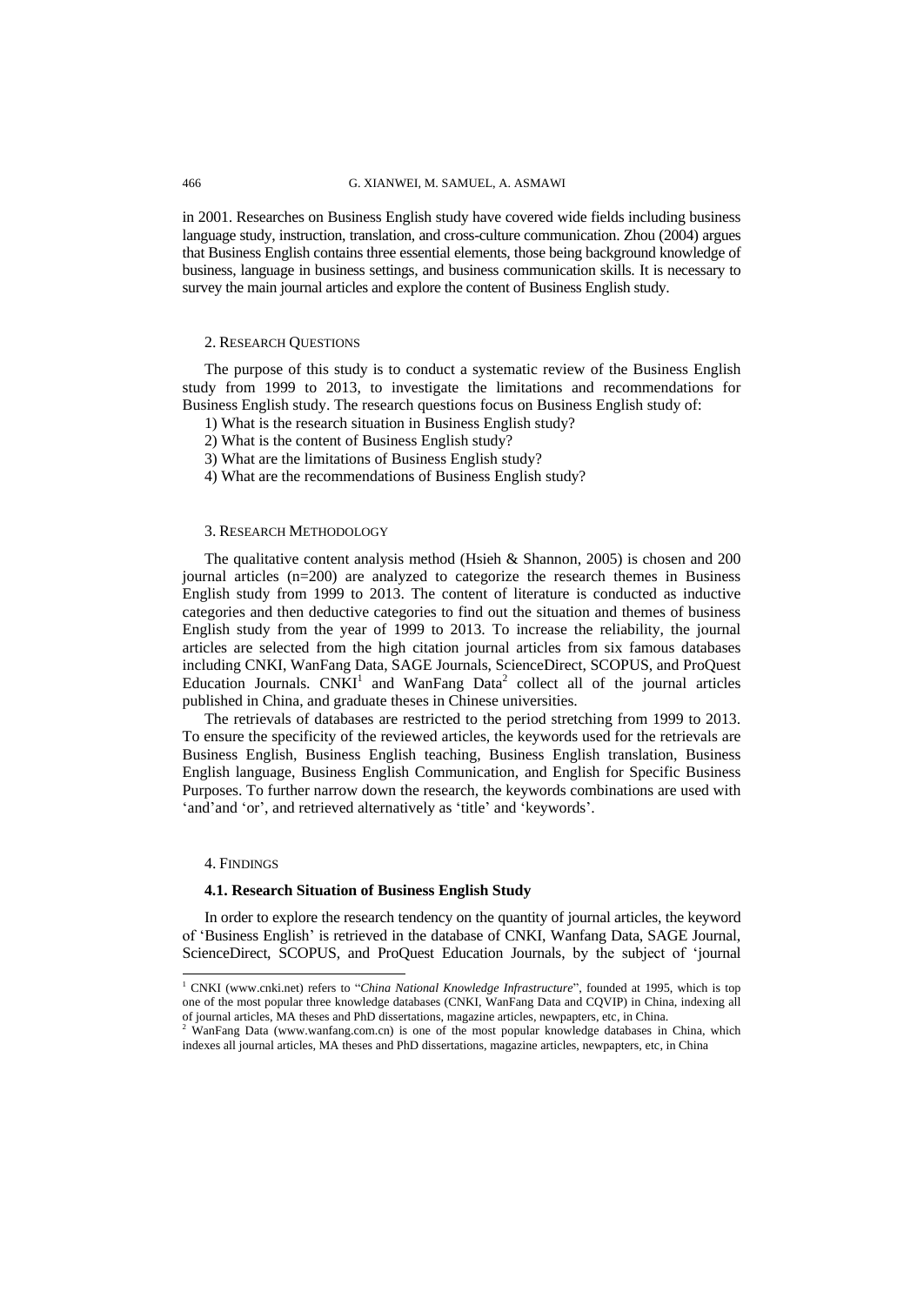in 2001. Researches on Business English study have covered wide fields including business language study, instruction, translation, and cross-culture communication. Zhou (2004) argues that Business English contains three essential elements, those being background knowledge of business, language in business settings, and business communication skills. It is necessary to survey the main journal articles and explore the content of Business English study.

## 2. Research Questions

The purpose of this study is to conduct a systematic review of the Business English study from 1999 to 2013, to investigate the limitations and recommendations for Business English study. The research questions focus on Business English study of:

1) What is the research situation in Business English study?
2) What is the content of Business English study?
3) What are the limitations of Business English study?
4) What are the recommendations of Business English study?

## 3. Research Methodology

The qualitative content analysis method (Hsieh & Shannon, 2005) is chosen and 200 journal articles (n=200) are analyzed to categorize the research themes in Business English study from 1999 to 2013. The content of literature is conducted as inductive categories and then deductive categories to find out the situation and themes of business English study from the year of 1999 to 2013. To increase the reliability, the journal articles are selected from the high citation journal articles from six famous databases including CNKI, WanFang Data, SAGE Journals, ScienceDirect, SCOPUS, and ProQuest Education Journals. CNKI[1] and WanFang Data[2] collect all of the journal articles published in China, and graduate theses in Chinese universities.

The retrievals of databases are restricted to the period stretching from 1999 to 2013. To ensure the specificity of the reviewed articles, the keywords used for the retrievals are Business English, Business English teaching, Business English translation, Business English language, Business English Communication, and English for Specific Business Purposes. To further narrow down the research, the keywords combinations are used with 'and'and 'or', and retrieved alternatively as 'title' and 'keywords'.

## 4. Findings

### 4.1. Research Situation of Business English Study

In order to explore the research tendency on the quantity of journal articles, the keyword of 'Business English' is retrieved in the database of CNKI, Wanfang Data, SAGE Journal, ScienceDirect, SCOPUS, and ProQuest Education Journals, by the subject of 'journal

---

[1] CNKI (www.cnki.net) refers to "*China National Knowledge Infrastructure*", founded at 1995, which is top one of the most popular three knowledge databases (CNKI, WanFang Data and CQVIP) in China, indexing all of journal articles, MA theses and PhD dissertations, magazine articles, newpapters, etc, in China.

[2] WanFang Data (www.wanfang.com.cn) is one of the most popular knowledge databases in China, which indexes all journal articles, MA theses and PhD dissertations, magazine articles, newpapters, etc, in China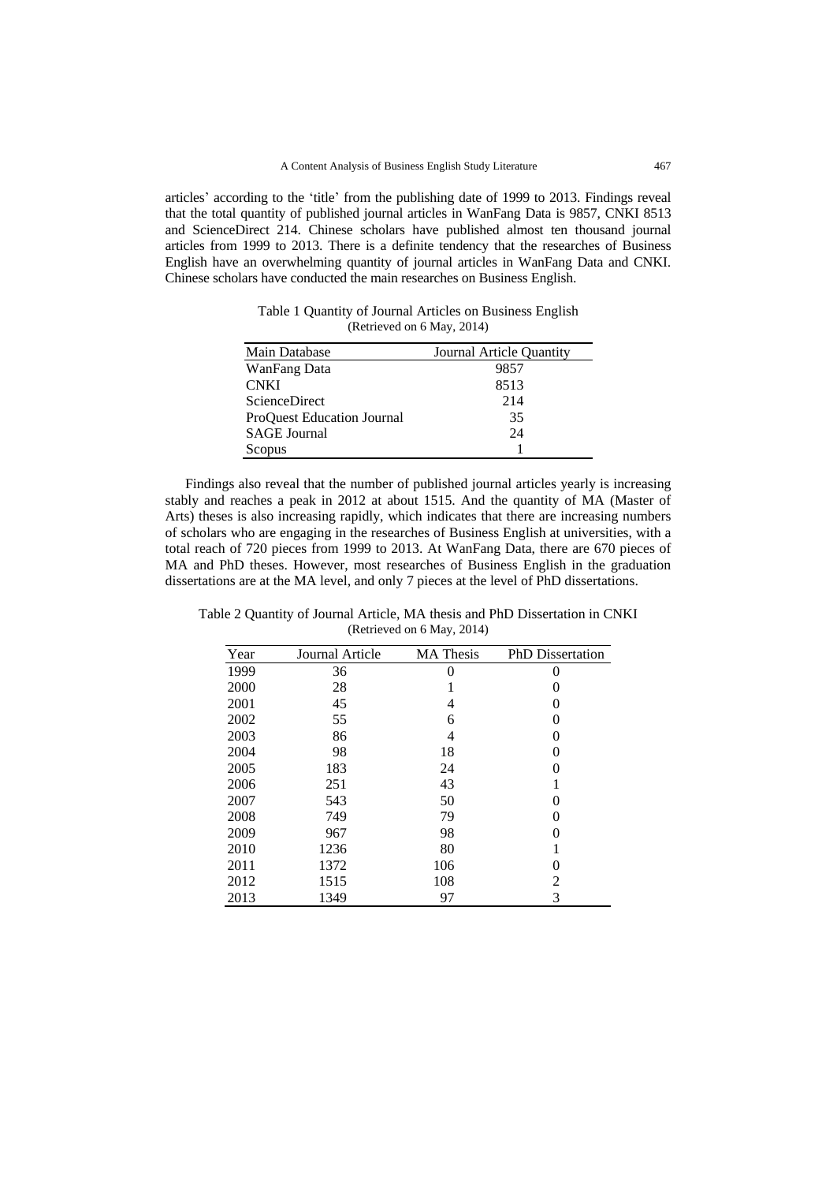articles' according to the 'title' from the publishing date of 1999 to 2013. Findings reveal that the total quantity of published journal articles in WanFang Data is 9857, CNKI 8513 and ScienceDirect 214. Chinese scholars have published almost ten thousand journal articles from 1999 to 2013. There is a definite tendency that the researches of Business English have an overwhelming quantity of journal articles in WanFang Data and CNKI. Chinese scholars have conducted the main researches on Business English.

Table 1 Quantity of Journal Articles on Business English
(Retrieved on 6 May, 2014)

| Main Database | Journal Article Quantity |
|---|---|
| WanFang Data | 9857 |
| CNKI | 8513 |
| ScienceDirect | 214 |
| ProQuest Education Journal | 35 |
| SAGE Journal | 24 |
| Scopus | 1 |

Findings also reveal that the number of published journal articles yearly is increasing stably and reaches a peak in 2012 at about 1515. And the quantity of MA (Master of Arts) theses is also increasing rapidly, which indicates that there are increasing numbers of scholars who are engaging in the researches of Business English at universities, with a total reach of 720 pieces from 1999 to 2013. At WanFang Data, there are 670 pieces of MA and PhD theses. However, most researches of Business English in the graduation dissertations are at the MA level, and only 7 pieces at the level of PhD dissertations.

Table 2 Quantity of Journal Article, MA thesis and PhD Dissertation in CNKI
(Retrieved on 6 May, 2014)

| Year | Journal Article | MA Thesis | PhD Dissertation |
|---|---|---|---|
| 1999 | 36 | 0 | 0 |
| 2000 | 28 | 1 | 0 |
| 2001 | 45 | 4 | 0 |
| 2002 | 55 | 6 | 0 |
| 2003 | 86 | 4 | 0 |
| 2004 | 98 | 18 | 0 |
| 2005 | 183 | 24 | 0 |
| 2006 | 251 | 43 | 1 |
| 2007 | 543 | 50 | 0 |
| 2008 | 749 | 79 | 0 |
| 2009 | 967 | 98 | 0 |
| 2010 | 1236 | 80 | 1 |
| 2011 | 1372 | 106 | 0 |
| 2012 | 1515 | 108 | 2 |
| 2013 | 1349 | 97 | 3 |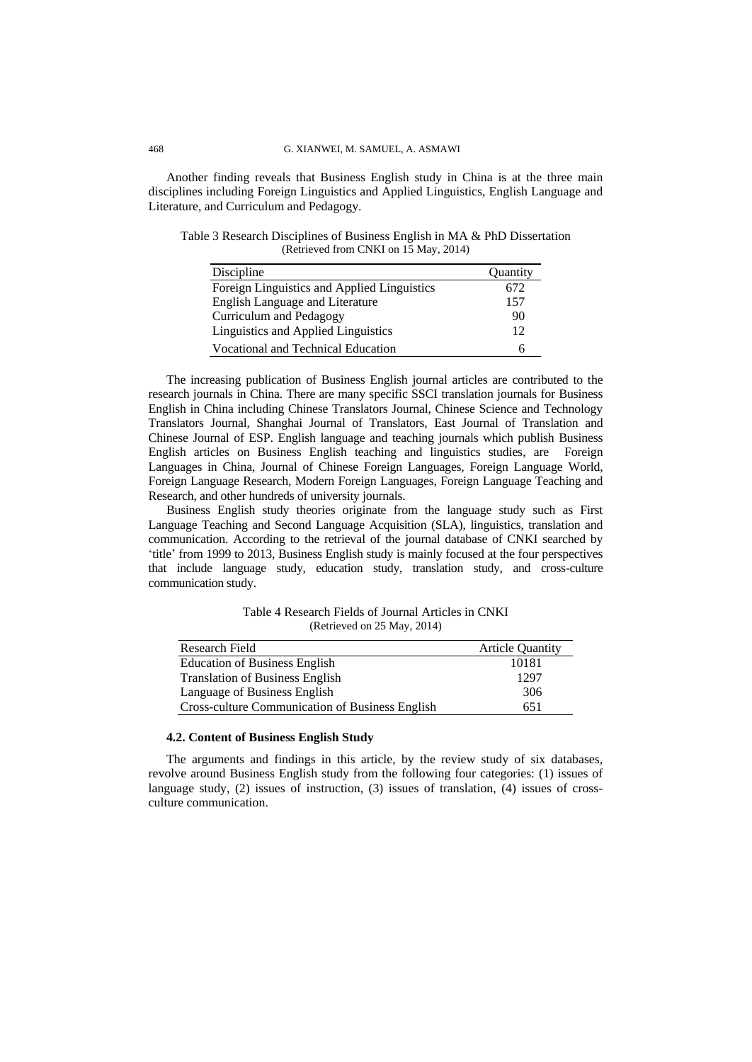Another finding reveals that Business English study in China is at the three main disciplines including Foreign Linguistics and Applied Linguistics, English Language and Literature, and Curriculum and Pedagogy.

Table 3 Research Disciplines of Business English in MA & PhD Dissertation
(Retrieved from CNKI on 15 May, 2014)

| Discipline | Quantity |
|---|---|
| Foreign Linguistics and Applied Linguistics | 672 |
| English Language and Literature | 157 |
| Curriculum and Pedagogy | 90 |
| Linguistics and Applied Linguistics | 12 |
| Vocational and Technical Education | 6 |

The increasing publication of Business English journal articles are contributed to the research journals in China. There are many specific SSCI translation journals for Business English in China including Chinese Translators Journal, Chinese Science and Technology Translators Journal, Shanghai Journal of Translators, East Journal of Translation and Chinese Journal of ESP. English language and teaching journals which publish Business English articles on Business English teaching and linguistics studies, are Foreign Languages in China, Journal of Chinese Foreign Languages, Foreign Language World, Foreign Language Research, Modern Foreign Languages, Foreign Language Teaching and Research, and other hundreds of university journals.

Business English study theories originate from the language study such as First Language Teaching and Second Language Acquisition (SLA), linguistics, translation and communication. According to the retrieval of the journal database of CNKI searched by 'title' from 1999 to 2013, Business English study is mainly focused at the four perspectives that include language study, education study, translation study, and cross-culture communication study.

Table 4 Research Fields of Journal Articles in CNKI
(Retrieved on 25 May, 2014)

| Research Field | Article Quantity |
|---|---|
| Education of Business English | 10181 |
| Translation of Business English | 1297 |
| Language of Business English | 306 |
| Cross-culture Communication of Business English | 651 |

### 4.2. Content of Business English Study

The arguments and findings in this article, by the review study of six databases, revolve around Business English study from the following four categories: (1) issues of language study, (2) issues of instruction, (3) issues of translation, (4) issues of cross-culture communication.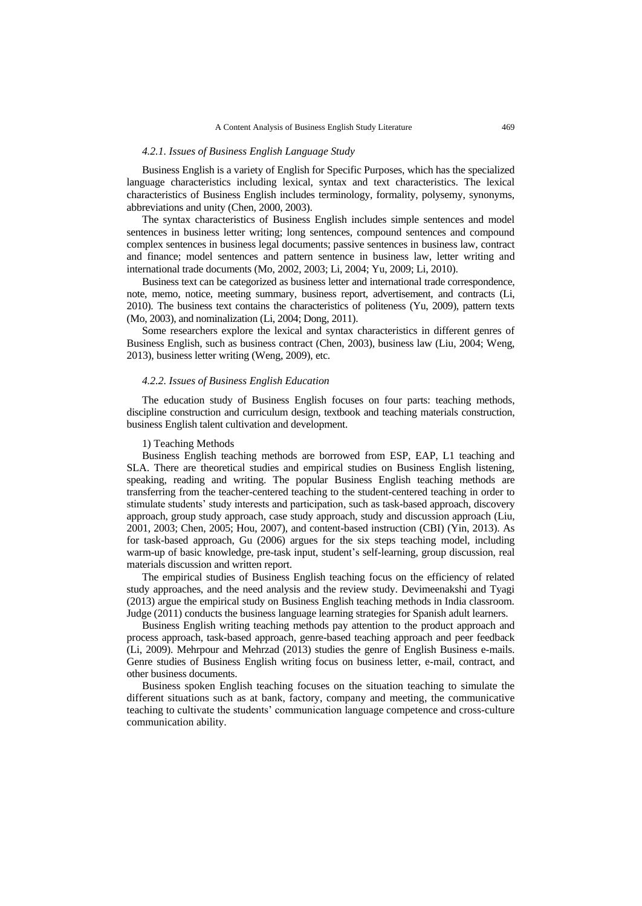#### *4.2.1. Issues of Business English Language Study*

Business English is a variety of English for Specific Purposes, which has the specialized language characteristics including lexical, syntax and text characteristics. The lexical characteristics of Business English includes terminology, formality, polysemy, synonyms, abbreviations and unity (Chen, 2000, 2003).

The syntax characteristics of Business English includes simple sentences and model sentences in business letter writing; long sentences, compound sentences and compound complex sentences in business legal documents; passive sentences in business law, contract and finance; model sentences and pattern sentence in business law, letter writing and international trade documents (Mo, 2002, 2003; Li, 2004; Yu, 2009; Li, 2010).

Business text can be categorized as business letter and international trade correspondence, note, memo, notice, meeting summary, business report, advertisement, and contracts (Li, 2010). The business text contains the characteristics of politeness (Yu, 2009), pattern texts (Mo, 2003), and nominalization (Li, 2004; Dong, 2011).

Some researchers explore the lexical and syntax characteristics in different genres of Business English, such as business contract (Chen, 2003), business law (Liu, 2004; Weng, 2013), business letter writing (Weng, 2009), etc.

#### *4.2.2. Issues of Business English Education*

The education study of Business English focuses on four parts: teaching methods, discipline construction and curriculum design, textbook and teaching materials construction, business English talent cultivation and development.

1) Teaching Methods

Business English teaching methods are borrowed from ESP, EAP, L1 teaching and SLA. There are theoretical studies and empirical studies on Business English listening, speaking, reading and writing. The popular Business English teaching methods are transferring from the teacher-centered teaching to the student-centered teaching in order to stimulate students' study interests and participation, such as task-based approach, discovery approach, group study approach, case study approach, study and discussion approach (Liu, 2001, 2003; Chen, 2005; Hou, 2007), and content-based instruction (CBI) (Yin, 2013). As for task-based approach, Gu (2006) argues for the six steps teaching model, including warm-up of basic knowledge, pre-task input, student's self-learning, group discussion, real materials discussion and written report.

The empirical studies of Business English teaching focus on the efficiency of related study approaches, and the need analysis and the review study. Devimeenakshi and Tyagi (2013) argue the empirical study on Business English teaching methods in India classroom. Judge (2011) conducts the business language learning strategies for Spanish adult learners.

Business English writing teaching methods pay attention to the product approach and process approach, task-based approach, genre-based teaching approach and peer feedback (Li, 2009). Mehrpour and Mehrzad (2013) studies the genre of English Business e-mails. Genre studies of Business English writing focus on business letter, e-mail, contract, and other business documents.

Business spoken English teaching focuses on the situation teaching to simulate the different situations such as at bank, factory, company and meeting, the communicative teaching to cultivate the students' communication language competence and cross-culture communication ability.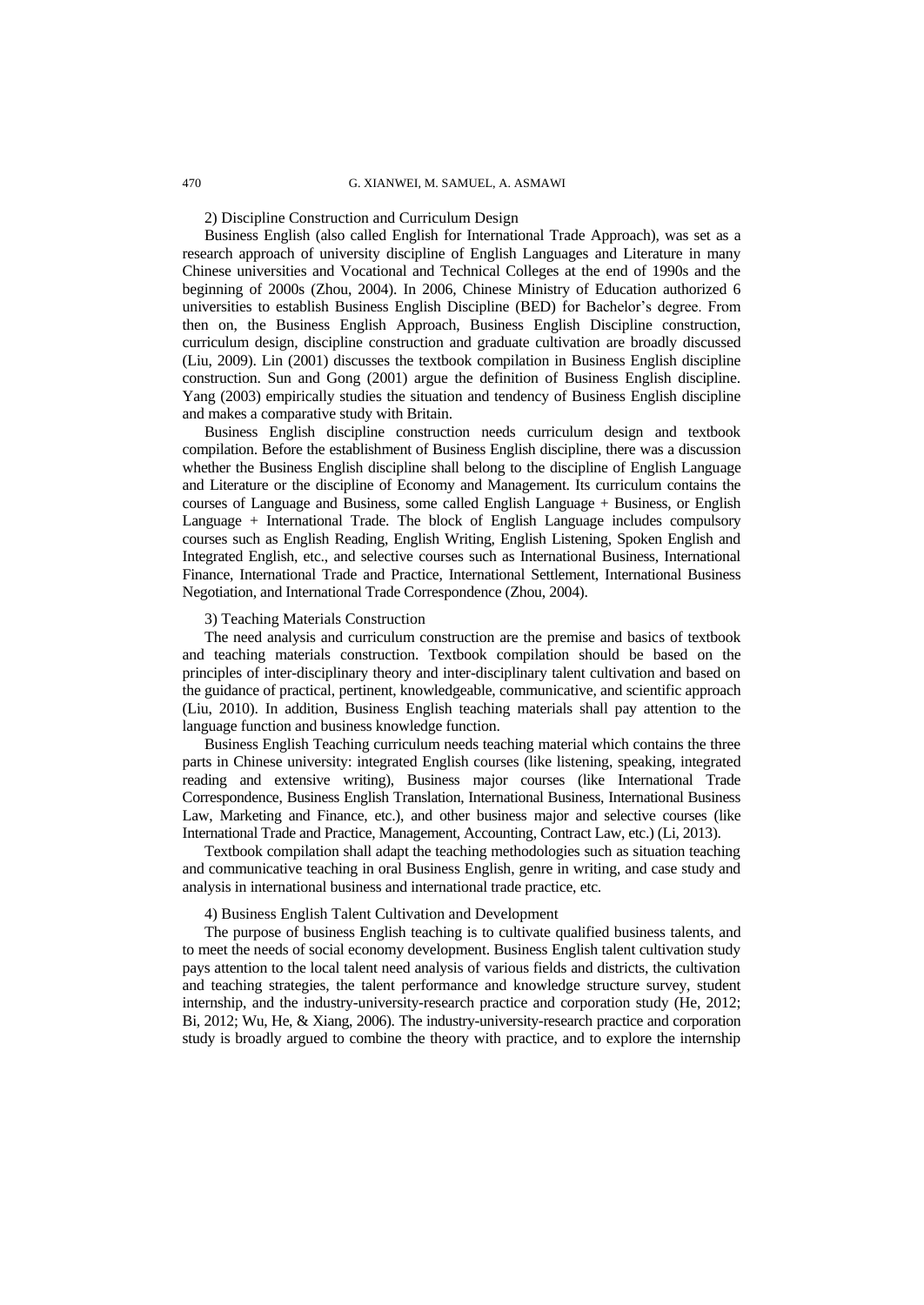2) Discipline Construction and Curriculum Design

Business English (also called English for International Trade Approach), was set as a research approach of university discipline of English Languages and Literature in many Chinese universities and Vocational and Technical Colleges at the end of 1990s and the beginning of 2000s (Zhou, 2004). In 2006, Chinese Ministry of Education authorized 6 universities to establish Business English Discipline (BED) for Bachelor's degree. From then on, the Business English Approach, Business English Discipline construction, curriculum design, discipline construction and graduate cultivation are broadly discussed (Liu, 2009). Lin (2001) discusses the textbook compilation in Business English discipline construction. Sun and Gong (2001) argue the definition of Business English discipline. Yang (2003) empirically studies the situation and tendency of Business English discipline and makes a comparative study with Britain.

Business English discipline construction needs curriculum design and textbook compilation. Before the establishment of Business English discipline, there was a discussion whether the Business English discipline shall belong to the discipline of English Language and Literature or the discipline of Economy and Management. Its curriculum contains the courses of Language and Business, some called English Language + Business, or English Language + International Trade. The block of English Language includes compulsory courses such as English Reading, English Writing, English Listening, Spoken English and Integrated English, etc., and selective courses such as International Business, International Finance, International Trade and Practice, International Settlement, International Business Negotiation, and International Trade Correspondence (Zhou, 2004).

3) Teaching Materials Construction

The need analysis and curriculum construction are the premise and basics of textbook and teaching materials construction. Textbook compilation should be based on the principles of inter-disciplinary theory and inter-disciplinary talent cultivation and based on the guidance of practical, pertinent, knowledgeable, communicative, and scientific approach (Liu, 2010). In addition, Business English teaching materials shall pay attention to the language function and business knowledge function.

Business English Teaching curriculum needs teaching material which contains the three parts in Chinese university: integrated English courses (like listening, speaking, integrated reading and extensive writing), Business major courses (like International Trade Correspondence, Business English Translation, International Business, International Business Law, Marketing and Finance, etc.), and other business major and selective courses (like International Trade and Practice, Management, Accounting, Contract Law, etc.) (Li, 2013).

Textbook compilation shall adapt the teaching methodologies such as situation teaching and communicative teaching in oral Business English, genre in writing, and case study and analysis in international business and international trade practice, etc.

4) Business English Talent Cultivation and Development

The purpose of business English teaching is to cultivate qualified business talents, and to meet the needs of social economy development. Business English talent cultivation study pays attention to the local talent need analysis of various fields and districts, the cultivation and teaching strategies, the talent performance and knowledge structure survey, student internship, and the industry-university-research practice and corporation study (He, 2012; Bi, 2012; Wu, He, & Xiang, 2006). The industry-university-research practice and corporation study is broadly argued to combine the theory with practice, and to explore the internship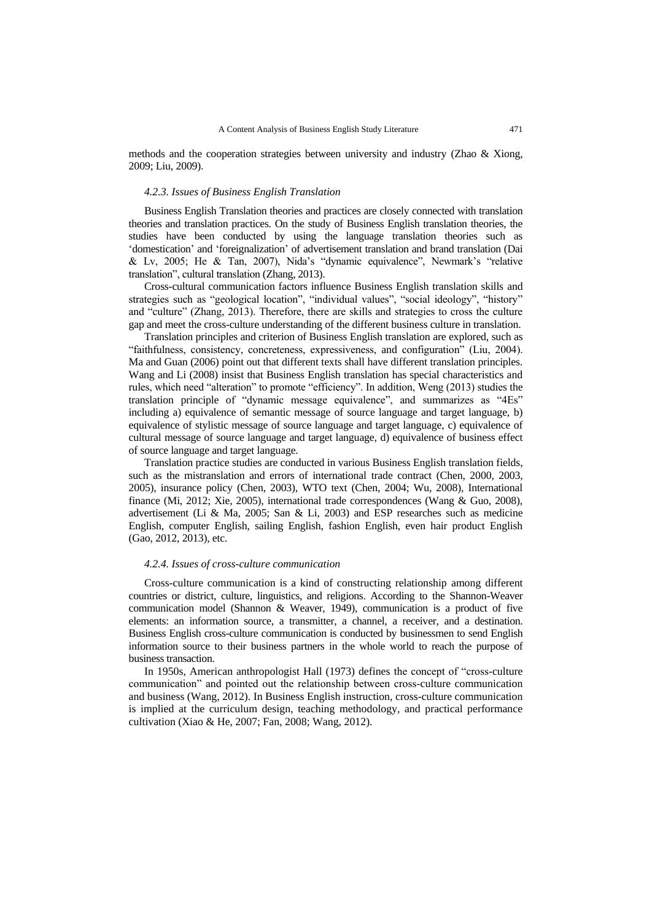methods and the cooperation strategies between university and industry (Zhao & Xiong, 2009; Liu, 2009).

#### *4.2.3. Issues of Business English Translation*

Business English Translation theories and practices are closely connected with translation theories and translation practices. On the study of Business English translation theories, the studies have been conducted by using the language translation theories such as 'domestication' and 'foreignalization' of advertisement translation and brand translation (Dai & Lv, 2005; He & Tan, 2007), Nida's "dynamic equivalence", Newmark's "relative translation", cultural translation (Zhang, 2013).

Cross-cultural communication factors influence Business English translation skills and strategies such as "geological location", "individual values", "social ideology", "history" and "culture" (Zhang, 2013). Therefore, there are skills and strategies to cross the culture gap and meet the cross-culture understanding of the different business culture in translation.

Translation principles and criterion of Business English translation are explored, such as "faithfulness, consistency, concreteness, expressiveness, and configuration" (Liu, 2004). Ma and Guan (2006) point out that different texts shall have different translation principles. Wang and Li (2008) insist that Business English translation has special characteristics and rules, which need "alteration" to promote "efficiency". In addition, Weng (2013) studies the translation principle of "dynamic message equivalence", and summarizes as "4Es" including a) equivalence of semantic message of source language and target language, b) equivalence of stylistic message of source language and target language, c) equivalence of cultural message of source language and target language, d) equivalence of business effect of source language and target language.

Translation practice studies are conducted in various Business English translation fields, such as the mistranslation and errors of international trade contract (Chen, 2000, 2003, 2005), insurance policy (Chen, 2003), WTO text (Chen, 2004; Wu, 2008), International finance (Mi, 2012; Xie, 2005), international trade correspondences (Wang & Guo, 2008), advertisement (Li & Ma, 2005; San & Li, 2003) and ESP researches such as medicine English, computer English, sailing English, fashion English, even hair product English (Gao, 2012, 2013), etc.

#### *4.2.4. Issues of cross-culture communication*

Cross-culture communication is a kind of constructing relationship among different countries or district, culture, linguistics, and religions. According to the Shannon-Weaver communication model (Shannon & Weaver, 1949), communication is a product of five elements: an information source, a transmitter, a channel, a receiver, and a destination. Business English cross-culture communication is conducted by businessmen to send English information source to their business partners in the whole world to reach the purpose of business transaction.

In 1950s, American anthropologist Hall (1973) defines the concept of "cross-culture communication" and pointed out the relationship between cross-culture communication and business (Wang, 2012). In Business English instruction, cross-culture communication is implied at the curriculum design, teaching methodology, and practical performance cultivation (Xiao & He, 2007; Fan, 2008; Wang, 2012).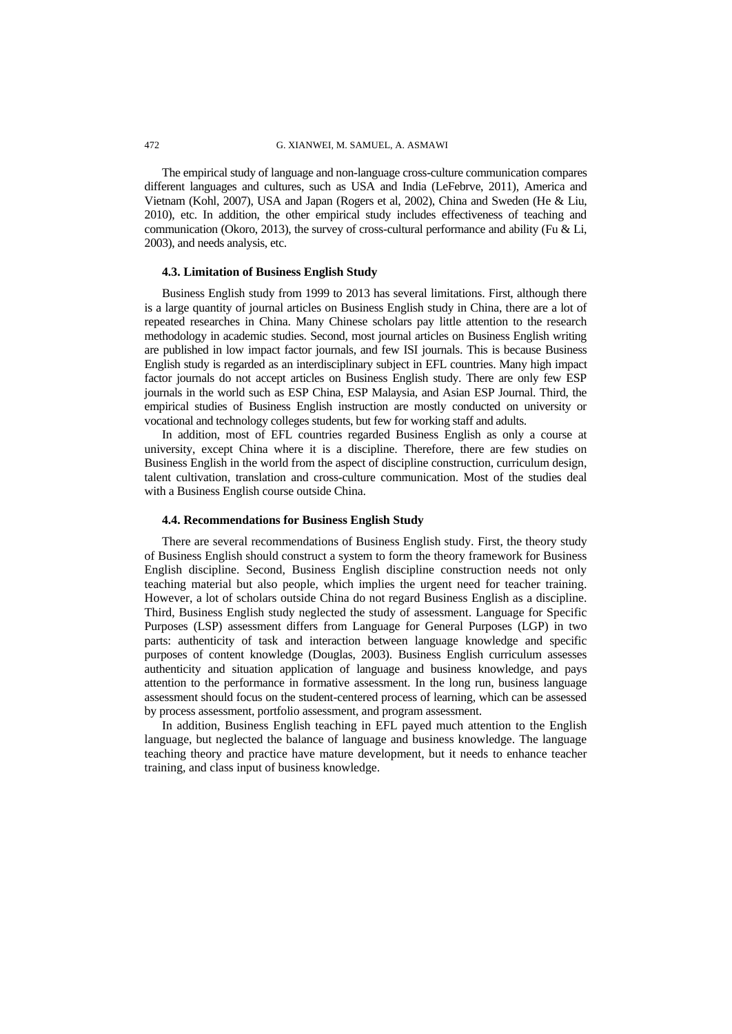The empirical study of language and non-language cross-culture communication compares different languages and cultures, such as USA and India (LeFebrve, 2011), America and Vietnam (Kohl, 2007), USA and Japan (Rogers et al, 2002), China and Sweden (He & Liu, 2010), etc. In addition, the other empirical study includes effectiveness of teaching and communication (Okoro, 2013), the survey of cross-cultural performance and ability (Fu & Li, 2003), and needs analysis, etc.

### 4.3. Limitation of Business English Study

Business English study from 1999 to 2013 has several limitations. First, although there is a large quantity of journal articles on Business English study in China, there are a lot of repeated researches in China. Many Chinese scholars pay little attention to the research methodology in academic studies. Second, most journal articles on Business English writing are published in low impact factor journals, and few ISI journals. This is because Business English study is regarded as an interdisciplinary subject in EFL countries. Many high impact factor journals do not accept articles on Business English study. There are only few ESP journals in the world such as ESP China, ESP Malaysia, and Asian ESP Journal. Third, the empirical studies of Business English instruction are mostly conducted on university or vocational and technology colleges students, but few for working staff and adults.

In addition, most of EFL countries regarded Business English as only a course at university, except China where it is a discipline. Therefore, there are few studies on Business English in the world from the aspect of discipline construction, curriculum design, talent cultivation, translation and cross-culture communication. Most of the studies deal with a Business English course outside China.

### 4.4. Recommendations for Business English Study

There are several recommendations of Business English study. First, the theory study of Business English should construct a system to form the theory framework for Business English discipline. Second, Business English discipline construction needs not only teaching material but also people, which implies the urgent need for teacher training. However, a lot of scholars outside China do not regard Business English as a discipline. Third, Business English study neglected the study of assessment. Language for Specific Purposes (LSP) assessment differs from Language for General Purposes (LGP) in two parts: authenticity of task and interaction between language knowledge and specific purposes of content knowledge (Douglas, 2003). Business English curriculum assesses authenticity and situation application of language and business knowledge, and pays attention to the performance in formative assessment. In the long run, business language assessment should focus on the student-centered process of learning, which can be assessed by process assessment, portfolio assessment, and program assessment.

In addition, Business English teaching in EFL payed much attention to the English language, but neglected the balance of language and business knowledge. The language teaching theory and practice have mature development, but it needs to enhance teacher training, and class input of business knowledge.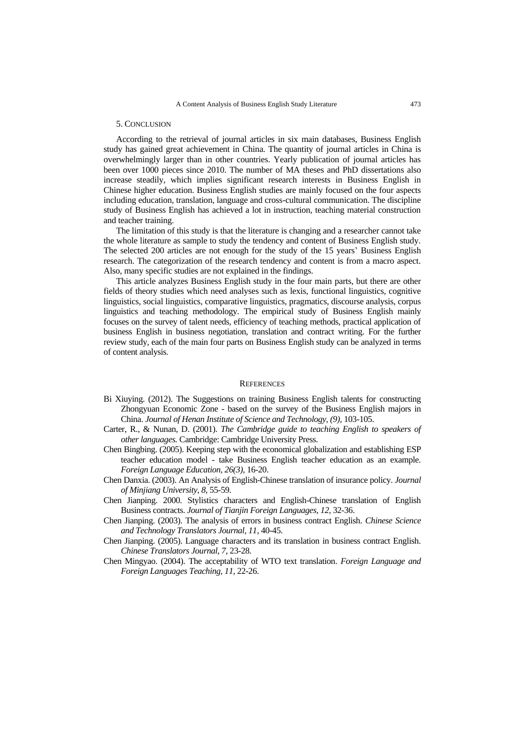## 5. CONCLUSION

According to the retrieval of journal articles in six main databases, Business English study has gained great achievement in China. The quantity of journal articles in China is overwhelmingly larger than in other countries. Yearly publication of journal articles has been over 1000 pieces since 2010. The number of MA theses and PhD dissertations also increase steadily, which implies significant research interests in Business English in Chinese higher education. Business English studies are mainly focused on the four aspects including education, translation, language and cross-cultural communication. The discipline study of Business English has achieved a lot in instruction, teaching material construction and teacher training.

The limitation of this study is that the literature is changing and a researcher cannot take the whole literature as sample to study the tendency and content of Business English study. The selected 200 articles are not enough for the study of the 15 years' Business English research. The categorization of the research tendency and content is from a macro aspect. Also, many specific studies are not explained in the findings.

This article analyzes Business English study in the four main parts, but there are other fields of theory studies which need analyses such as lexis, functional linguistics, cognitive linguistics, social linguistics, comparative linguistics, pragmatics, discourse analysis, corpus linguistics and teaching methodology. The empirical study of Business English mainly focuses on the survey of talent needs, efficiency of teaching methods, practical application of business English in business negotiation, translation and contract writing. For the further review study, each of the main four parts on Business English study can be analyzed in terms of content analysis.

## REFERENCES

Bi Xiuying. (2012). The Suggestions on training Business English talents for constructing Zhongyuan Economic Zone - based on the survey of the Business English majors in China. *Journal of Henan Institute of Science and Technology, (9),* 103-105.

Carter, R., & Nunan, D. (2001). *The Cambridge guide to teaching English to speakers of other languages.* Cambridge: Cambridge University Press.

Chen Bingbing. (2005). Keeping step with the economical globalization and establishing ESP teacher education model - take Business English teacher education as an example. *Foreign Language Education, 26(3),* 16-20.

Chen Danxia. (2003). An Analysis of English-Chinese translation of insurance policy. *Journal of Minjiang University, 8,* 55-59.

Chen Jianping. 2000. Stylistics characters and English-Chinese translation of English Business contracts. *Journal of Tianjin Foreign Languages, 12,* 32-36.

Chen Jianping. (2003). The analysis of errors in business contract English. *Chinese Science and Technology Translators Journal, 11,* 40-45.

Chen Jianping. (2005). Language characters and its translation in business contract English. *Chinese Translators Journal, 7,* 23-28.

Chen Mingyao. (2004). The acceptability of WTO text translation. *Foreign Language and Foreign Languages Teaching, 11,* 22-26.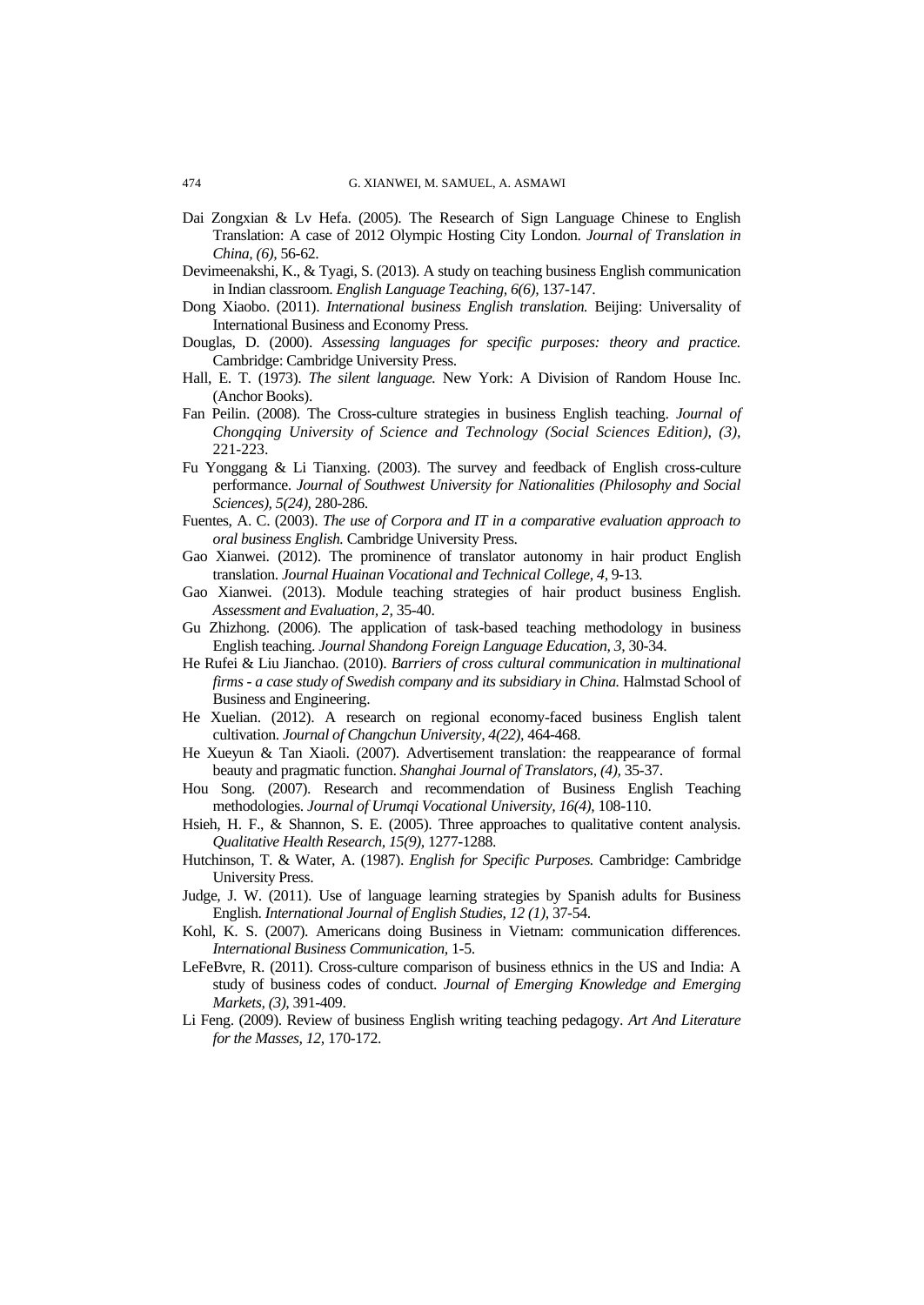Dai Zongxian & Lv Hefa. (2005). The Research of Sign Language Chinese to English Translation: A case of 2012 Olympic Hosting City London. *Journal of Translation in China, (6),* 56-62.

Devimeenakshi, K., & Tyagi, S. (2013). A study on teaching business English communication in Indian classroom. *English Language Teaching, 6(6),* 137-147.

Dong Xiaobo. (2011). *International business English translation.* Beijing: Universality of International Business and Economy Press.

Douglas, D. (2000). *Assessing languages for specific purposes: theory and practice.* Cambridge: Cambridge University Press.

Hall, E. T. (1973). *The silent language.* New York: A Division of Random House Inc. (Anchor Books).

Fan Peilin. (2008). The Cross-culture strategies in business English teaching. *Journal of Chongqing University of Science and Technology (Social Sciences Edition), (3),* 221-223.

Fu Yonggang & Li Tianxing. (2003). The survey and feedback of English cross-culture performance. *Journal of Southwest University for Nationalities (Philosophy and Social Sciences), 5(24),* 280-286.

Fuentes, A. C. (2003). *The use of Corpora and IT in a comparative evaluation approach to oral business English.* Cambridge University Press.

Gao Xianwei. (2012). The prominence of translator autonomy in hair product English translation. *Journal Huainan Vocational and Technical College, 4,* 9-13.

Gao Xianwei. (2013). Module teaching strategies of hair product business English. *Assessment and Evaluation, 2,* 35-40.

Gu Zhizhong. (2006). The application of task-based teaching methodology in business English teaching. *Journal Shandong Foreign Language Education, 3,* 30-34.

He Rufei & Liu Jianchao. (2010). *Barriers of cross cultural communication in multinational firms - a case study of Swedish company and its subsidiary in China.* Halmstad School of Business and Engineering.

He Xuelian. (2012). A research on regional economy-faced business English talent cultivation. *Journal of Changchun University, 4(22),* 464-468.

He Xueyun & Tan Xiaoli. (2007). Advertisement translation: the reappearance of formal beauty and pragmatic function. *Shanghai Journal of Translators, (4),* 35-37.

Hou Song. (2007). Research and recommendation of Business English Teaching methodologies. *Journal of Urumqi Vocational University, 16(4),* 108-110.

Hsieh, H. F., & Shannon, S. E. (2005). Three approaches to qualitative content analysis. *Qualitative Health Research, 15(9),* 1277-1288.

Hutchinson, T. & Water, A. (1987). *English for Specific Purposes.* Cambridge: Cambridge University Press.

Judge, J. W. (2011). Use of language learning strategies by Spanish adults for Business English. *International Journal of English Studies, 12 (1),* 37-54.

Kohl, K. S. (2007). Americans doing Business in Vietnam: communication differences. *International Business Communication,* 1-5.

LeFeBvre, R. (2011). Cross-culture comparison of business ethnics in the US and India: A study of business codes of conduct. *Journal of Emerging Knowledge and Emerging Markets, (3),* 391-409.

Li Feng. (2009). Review of business English writing teaching pedagogy. *Art And Literature for the Masses, 12,* 170-172.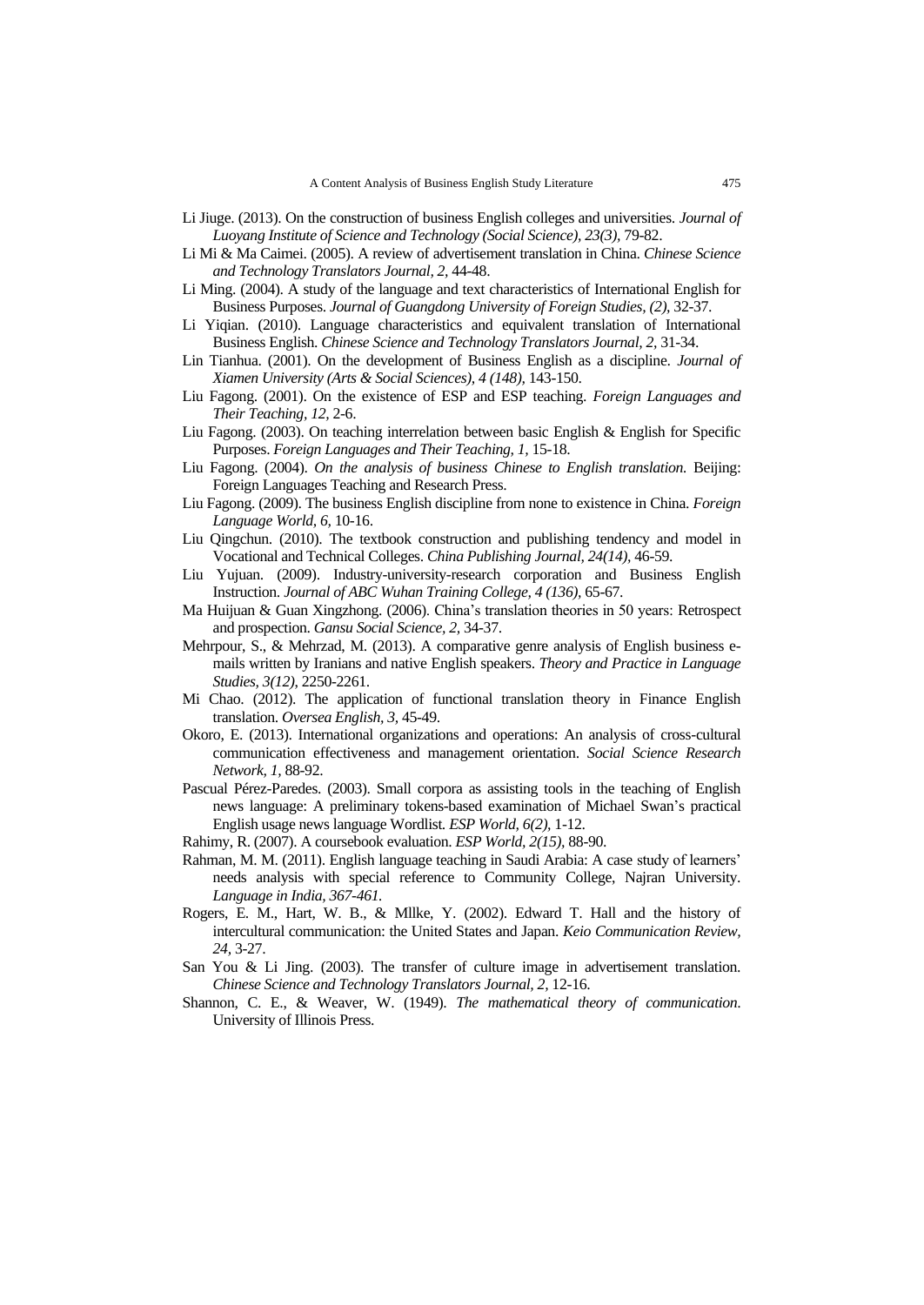Li Jiuge. (2013). On the construction of business English colleges and universities. *Journal of Luoyang Institute of Science and Technology (Social Science), 23(3),* 79-82.

Li Mi & Ma Caimei. (2005). A review of advertisement translation in China. *Chinese Science and Technology Translators Journal, 2,* 44-48.

Li Ming. (2004). A study of the language and text characteristics of International English for Business Purposes. *Journal of Guangdong University of Foreign Studies, (2),* 32-37.

Li Yiqian. (2010). Language characteristics and equivalent translation of International Business English. *Chinese Science and Technology Translators Journal, 2,* 31-34.

Lin Tianhua. (2001). On the development of Business English as a discipline. *Journal of Xiamen University (Arts & Social Sciences), 4 (148),* 143-150.

Liu Fagong. (2001). On the existence of ESP and ESP teaching. *Foreign Languages and Their Teaching, 12,* 2-6.

Liu Fagong. (2003). On teaching interrelation between basic English & English for Specific Purposes. *Foreign Languages and Their Teaching, 1,* 15-18.

Liu Fagong. (2004). *On the analysis of business Chinese to English translation.* Beijing: Foreign Languages Teaching and Research Press.

Liu Fagong. (2009). The business English discipline from none to existence in China. *Foreign Language World, 6,* 10-16.

Liu Qingchun. (2010). The textbook construction and publishing tendency and model in Vocational and Technical Colleges. *China Publishing Journal, 24(14),* 46-59.

Liu Yujuan. (2009). Industry-university-research corporation and Business English Instruction. *Journal of ABC Wuhan Training College, 4 (136),* 65-67.

Ma Huijuan & Guan Xingzhong. (2006). China's translation theories in 50 years: Retrospect and prospection. *Gansu Social Science, 2,* 34-37.

Mehrpour, S., & Mehrzad, M. (2013). A comparative genre analysis of English business e-mails written by Iranians and native English speakers. *Theory and Practice in Language Studies, 3(12),* 2250-2261.

Mi Chao. (2012). The application of functional translation theory in Finance English translation. *Oversea English, 3,* 45-49.

Okoro, E. (2013). International organizations and operations: An analysis of cross-cultural communication effectiveness and management orientation. *Social Science Research Network, 1,* 88-92.

Pascual Pérez-Paredes. (2003). Small corpora as assisting tools in the teaching of English news language: A preliminary tokens-based examination of Michael Swan's practical English usage news language Wordlist. *ESP World, 6(2),* 1-12.

Rahimy, R. (2007). A coursebook evaluation. *ESP World, 2(15),* 88-90.

Rahman, M. M. (2011). English language teaching in Saudi Arabia: A case study of learners' needs analysis with special reference to Community College, Najran University. *Language in India, 367-461.*

Rogers, E. M., Hart, W. B., & Mllke, Y. (2002). Edward T. Hall and the history of intercultural communication: the United States and Japan. *Keio Communication Review, 24,* 3-27.

San You & Li Jing. (2003). The transfer of culture image in advertisement translation. *Chinese Science and Technology Translators Journal, 2,* 12-16.

Shannon, C. E., & Weaver, W. (1949). *The mathematical theory of communication.* University of Illinois Press.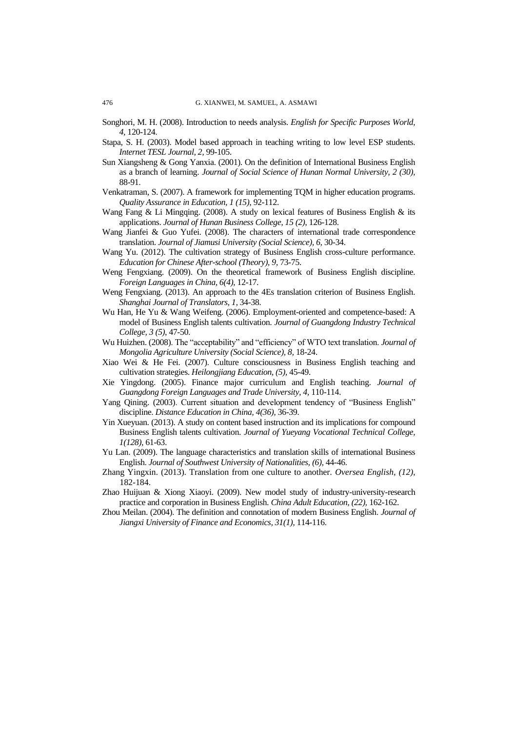Songhori, M. H. (2008). Introduction to needs analysis. *English for Specific Purposes World, 4*, 120-124.

Stapa, S. H. (2003). Model based approach in teaching writing to low level ESP students. *Internet TESL Journal, 2*, 99-105.

Sun Xiangsheng & Gong Yanxia. (2001). On the definition of International Business English as a branch of learning. *Journal of Social Science of Hunan Normal University, 2 (30)*, 88-91.

Venkatraman, S. (2007). A framework for implementing TQM in higher education programs. *Quality Assurance in Education, 1 (15)*, 92-112.

Wang Fang & Li Mingqing. (2008). A study on lexical features of Business English & its applications. *Journal of Hunan Business College, 15 (2)*, 126-128.

Wang Jianfei & Guo Yufei. (2008). The characters of international trade correspondence translation. *Journal of Jiamusi University (Social Science), 6*, 30-34.

Wang Yu. (2012). The cultivation strategy of Business English cross-culture performance. *Education for Chinese After-school (Theory), 9*, 73-75.

Weng Fengxiang. (2009). On the theoretical framework of Business English discipline. *Foreign Languages in China, 6(4)*, 12-17.

Weng Fengxiang. (2013). An approach to the 4Es translation criterion of Business English. *Shanghai Journal of Translators, 1*, 34-38.

Wu Han, He Yu & Wang Weifeng. (2006). Employment-oriented and competence-based: A model of Business English talents cultivation. *Journal of Guangdong Industry Technical College, 3 (5)*, 47-50.

Wu Huizhen. (2008). The "acceptability" and "efficiency" of WTO text translation. *Journal of Mongolia Agriculture University (Social Science), 8*, 18-24.

Xiao Wei & He Fei. (2007). Culture consciousness in Business English teaching and cultivation strategies. *Heilongjiang Education, (5)*, 45-49.

Xie Yingdong. (2005). Finance major curriculum and English teaching. *Journal of Guangdong Foreign Languages and Trade University, 4*, 110-114.

Yang Qining. (2003). Current situation and development tendency of "Business English" discipline. *Distance Education in China, 4(36)*, 36-39.

Yin Xueyuan. (2013). A study on content based instruction and its implications for compound Business English talents cultivation. *Journal of Yueyang Vocational Technical College, 1(128)*, 61-63.

Yu Lan. (2009). The language characteristics and translation skills of international Business English. *Journal of Southwest University of Nationalities, (6)*, 44-46.

Zhang Yingxin. (2013). Translation from one culture to another. *Oversea English, (12)*, 182-184.

Zhao Huijuan & Xiong Xiaoyi. (2009). New model study of industry-university-research practice and corporation in Business English. *China Adult Education, (22)*, 162-162.

Zhou Meilan. (2004). The definition and connotation of modern Business English. *Journal of Jiangxi University of Finance and Economics, 31(1)*, 114-116.